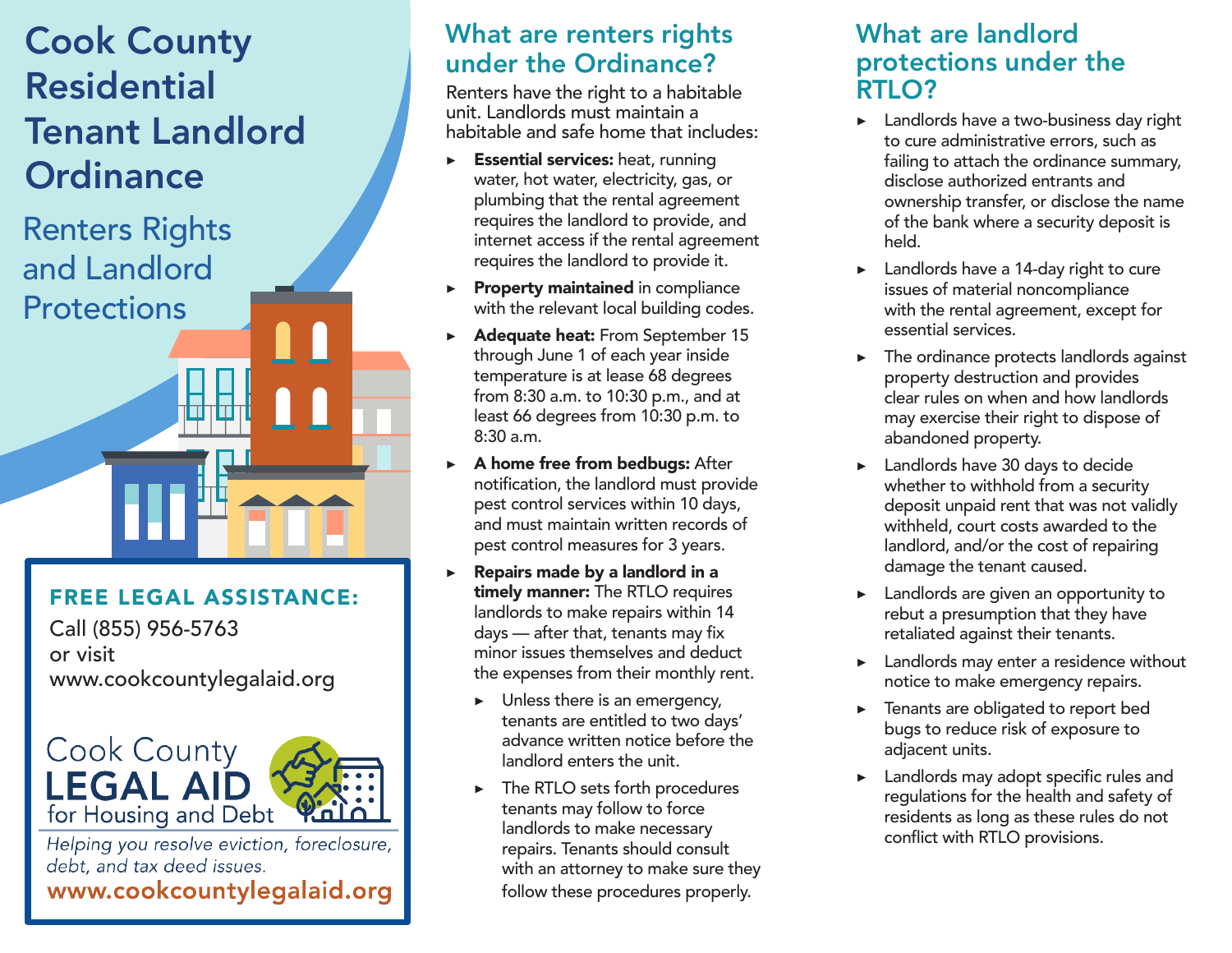# Cook County Residential Tenant Landlord Ordinance

## Renters Rights and Landlord Protections

**FREE LEGAL ASSISTANCE:**

Call (855) 956-5763 or visit www.cookcountylegalaid.org

Cook County **LEGAL AID** for Housing and Debt

*Helping you resolve eviction, foreclosure, debt, and tax deed issues.*

**www.cookcountylegalaid.org**

## What are renters rights under the Ordinance?

Renters have the right to a habitable unit. Landlords must maintain a habitable and safe home that includes:

- **Essential services:** heat, running water, hot water, electricity, gas, or plumbing that the rental agreement requires the landlord to provide, and internet access if the rental agreement requires the landlord to provide it.
- **Property maintained** in compliance with the relevant local building codes.
- **Adequate heat:** From September 15 through June 1 of each year inside temperature is at lease 68 degrees from 8:30 a.m. to 10:30 p.m., and at least 66 degrees from 10:30 p.m. to 8:30 a.m.
- **A home free from bedbugs:** After notification, the landlord must provide pest control services within 10 days, and must maintain written records of pest control measures for 3 years.
- **Repairs made by a landlord in a timely manner:** The RTLO requires landlords to make repairs within 14 days — after that, tenants may fix minor issues themselves and deduct the expenses from their monthly rent.
    - Unless there is an emergency, tenants are entitled to two days' advance written notice before the landlord enters the unit.
    - The RTLO sets forth procedures tenants may follow to force landlords to make necessary repairs. Tenants should consult with an attorney to make sure they follow these procedures properly.

## What are landlord protections under the RTLO?

- Landlords have a two-business day right to cure administrative errors, such as failing to attach the ordinance summary, disclose authorized entrants and ownership transfer, or disclose the name of the bank where a security deposit is held.
- Landlords have a 14-day right to cure issues of material noncompliance with the rental agreement, except for essential services.
- The ordinance protects landlords against property destruction and provides clear rules on when and how landlords may exercise their right to dispose of abandoned property.
- Landlords have 30 days to decide whether to withhold from a security deposit unpaid rent that was not validly withheld, court costs awarded to the landlord, and/or the cost of repairing damage the tenant caused.
- Landlords are given an opportunity to rebut a presumption that they have retaliated against their tenants.
- Landlords may enter a residence without notice to make emergency repairs.
- Tenants are obligated to report bed bugs to reduce risk of exposure to adjacent units.
- Landlords may adopt specific rules and regulations for the health and safety of residents as long as these rules do not conflict with RTLO provisions.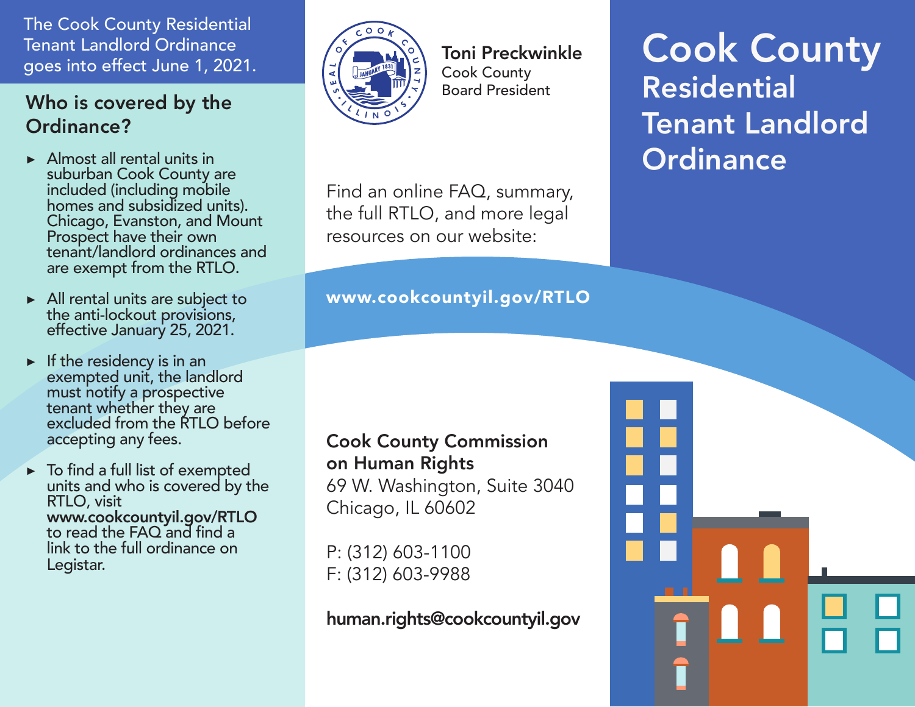The Cook County Residential Tenant Landlord Ordinance goes into effect June 1, 2021.

## Who is covered by the Ordinance?

- Almost all rental units in suburban Cook County are included (including mobile homes and subsidized units). Chicago, Evanston, and Mount Prospect have their own tenant/landlord ordinances and are exempt from the RTLO.
- All rental units are subject to the anti-lockout provisions, effective January 25, 2021.
- If the residency is in an exempted unit, the landlord must notify a prospective tenant whether they are excluded from the RTLO before accepting any fees.
- To find a full list of exempted units and who is covered by the RTLO, visit **www.cookcountyil.gov/RTLO** to read the FAQ and find a link to the full ordinance on Legistar.

**Toni Preckwinkle**
Cook County
Board President

Find an online FAQ, summary, the full RTLO, and more legal resources on our website:

**www.cookcountyil.gov/RTLO**

**Cook County Commission on Human Rights**
69 W. Washington, Suite 3040
Chicago, IL 60602

P: (312) 603-1100
F: (312) 603-9988

**human.rights@cookcountyil.gov**

# Cook County Residential Tenant Landlord Ordinance